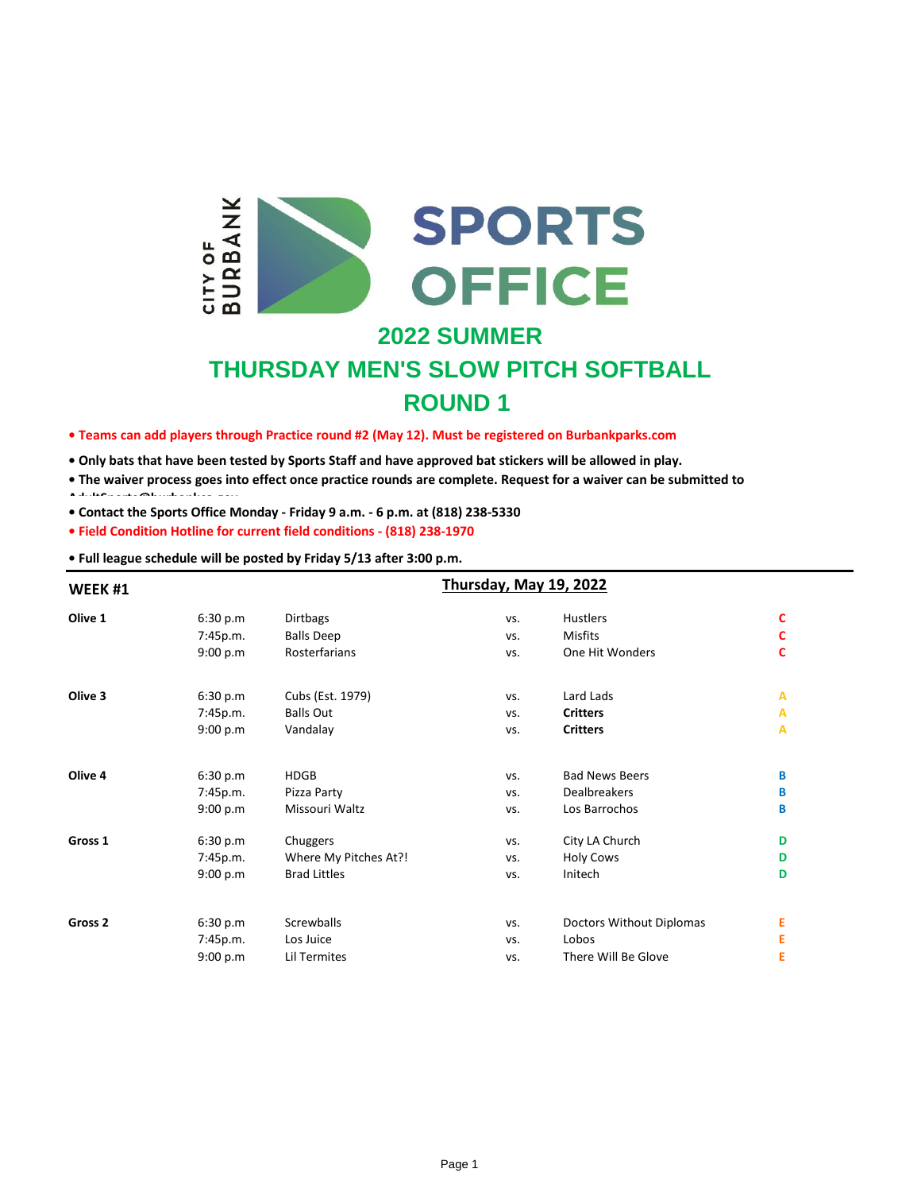# CITY OF BURBANK SPORTS OFFICE

## 2022 SUMMER

## THURSDAY MEN'S SLOW PITCH SOFTBALL

## ROUND 1

- **Teams can add players through Practice round #2 (May 12). Must be registered on Burbankparks.com**
- **Only bats that have been tested by Sports Staff and have approved bat stickers will be allowed in play.**
- **The waiver process goes into effect once practice rounds are complete. Request for a waiver can be submitted to AdultSports@burbankca.gov**
- **Contact the Sports Office Monday - Friday 9 a.m. - 6 p.m. at (818) 238-5330**
- **Field Condition Hotline for current field conditions - (818) 238-1970**
- **Full league schedule will be posted by Friday 5/13 after 3:00 p.m.**

| **WEEK #1** | | **Thursday, May 19, 2022** | | | |
|---|---|---|---|---|---|
| **Olive 1** | 6:30 p.m | Dirtbags | vs. | Hustlers | **C** |
| | 7:45p.m. | Balls Deep | vs. | Misfits | **C** |
| | 9:00 p.m | Rosterfarians | vs. | One Hit Wonders | **C** |
| **Olive 3** | 6:30 p.m | Cubs (Est. 1979) | vs. | Lard Lads | **A** |
| | 7:45p.m. | Balls Out | vs. | **Critters** | **A** |
| | 9:00 p.m | Vandalay | vs. | **Critters** | **A** |
| **Olive 4** | 6:30 p.m | HDGB | vs. | Bad News Beers | **B** |
| | 7:45p.m. | Pizza Party | vs. | Dealbreakers | **B** |
| | 9:00 p.m | Missouri Waltz | vs. | Los Barrochos | **B** |
| **Gross 1** | 6:30 p.m | Chuggers | vs. | City LA Church | **D** |
| | 7:45p.m. | Where My Pitches At?! | vs. | Holy Cows | **D** |
| | 9:00 p.m | Brad Littles | vs. | Initech | **D** |
| **Gross 2** | 6:30 p.m | Screwballs | vs. | Doctors Without Diplomas | **E** |
| | 7:45p.m. | Los Juice | vs. | Lobos | **E** |
| | 9:00 p.m | Lil Termites | vs. | There Will Be Glove | **E** |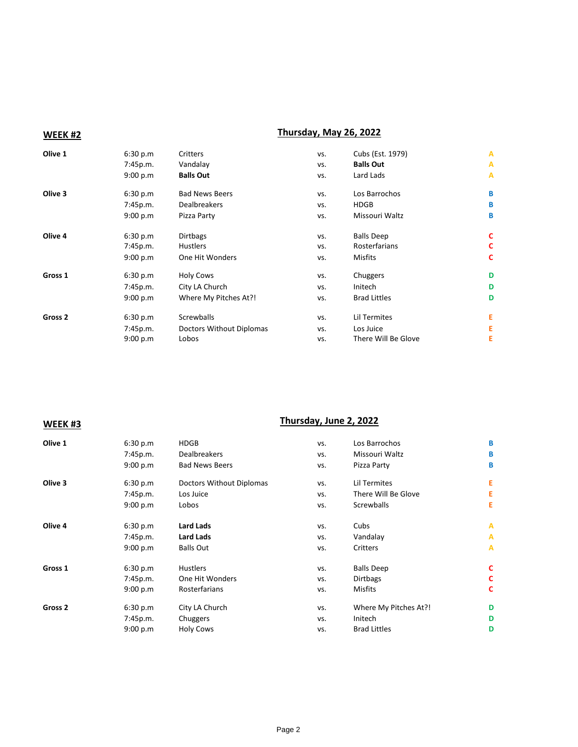**WEEK #2** — **Thursday, May 26, 2022**

| Field | Time | Team | | Team | Division |
|---|---|---|---|---|---|
| **Olive 1** | 6:30 p.m | Critters | vs. | Cubs (Est. 1979) | A |
| | 7:45p.m. | Vandalay | vs. | **Balls Out** | A |
| | 9:00 p.m | **Balls Out** | vs. | Lard Lads | A |
| **Olive 3** | 6:30 p.m | Bad News Beers | vs. | Los Barrochos | B |
| | 7:45p.m. | Dealbreakers | vs. | HDGB | B |
| | 9:00 p.m | Pizza Party | vs. | Missouri Waltz | B |
| **Olive 4** | 6:30 p.m | Dirtbags | vs. | Balls Deep | C |
| | 7:45p.m. | Hustlers | vs. | Rosterfarians | C |
| | 9:00 p.m | One Hit Wonders | vs. | Misfits | C |
| **Gross 1** | 6:30 p.m | Holy Cows | vs. | Chuggers | D |
| | 7:45p.m. | City LA Church | vs. | Initech | D |
| | 9:00 p.m | Where My Pitches At?! | vs. | Brad Littles | D |
| **Gross 2** | 6:30 p.m | Screwballs | vs. | Lil Termites | E |
| | 7:45p.m. | Doctors Without Diplomas | vs. | Los Juice | E |
| | 9:00 p.m | Lobos | vs. | There Will Be Glove | E |

**WEEK #3** — **Thursday, June 2, 2022**

| Field | Time | Team | | Team | Division |
|---|---|---|---|---|---|
| **Olive 1** | 6:30 p.m | HDGB | vs. | Los Barrochos | B |
| | 7:45p.m. | Dealbreakers | vs. | Missouri Waltz | B |
| | 9:00 p.m | Bad News Beers | vs. | Pizza Party | B |
| **Olive 3** | 6:30 p.m | Doctors Without Diplomas | vs. | Lil Termites | E |
| | 7:45p.m. | Los Juice | vs. | There Will Be Glove | E |
| | 9:00 p.m | Lobos | vs. | Screwballs | E |
| **Olive 4** | 6:30 p.m | **Lard Lads** | vs. | Cubs | A |
| | 7:45p.m. | **Lard Lads** | vs. | Vandalay | A |
| | 9:00 p.m | Balls Out | vs. | Critters | A |
| **Gross 1** | 6:30 p.m | Hustlers | vs. | Balls Deep | C |
| | 7:45p.m. | One Hit Wonders | vs. | Dirtbags | C |
| | 9:00 p.m | Rosterfarians | vs. | Misfits | C |
| **Gross 2** | 6:30 p.m | City LA Church | vs. | Where My Pitches At?! | D |
| | 7:45p.m. | Chuggers | vs. | Initech | D |
| | 9:00 p.m | Holy Cows | vs. | Brad Littles | D |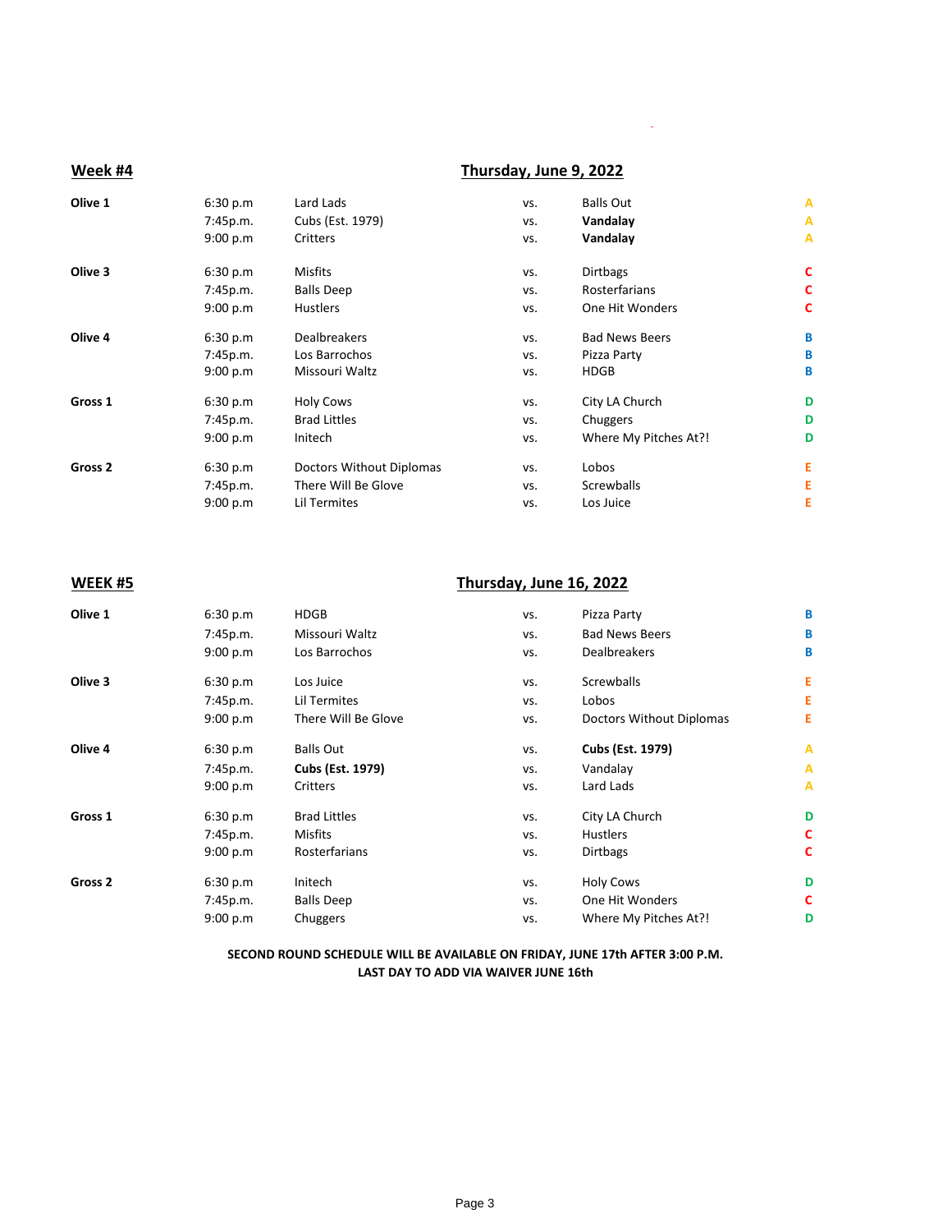## **Week #4** — **Thursday, June 9, 2022**

| | | | | | |
|---|---|---|---|---|---|
| **Olive 1** | 6:30 p.m | Lard Lads | vs. | Balls Out | A |
| | 7:45p.m. | Cubs (Est. 1979) | vs. | **Vandalay** | A |
| | 9:00 p.m | Critters | vs. | **Vandalay** | A |
| **Olive 3** | 6:30 p.m | Misfits | vs. | Dirtbags | C |
| | 7:45p.m. | Balls Deep | vs. | Rosterfarians | C |
| | 9:00 p.m | Hustlers | vs. | One Hit Wonders | C |
| **Olive 4** | 6:30 p.m | Dealbreakers | vs. | Bad News Beers | B |
| | 7:45p.m. | Los Barrochos | vs. | Pizza Party | B |
| | 9:00 p.m | Missouri Waltz | vs. | HDGB | B |
| **Gross 1** | 6:30 p.m | Holy Cows | vs. | City LA Church | D |
| | 7:45p.m. | Brad Littles | vs. | Chuggers | D |
| | 9:00 p.m | Initech | vs. | Where My Pitches At?! | D |
| **Gross 2** | 6:30 p.m | Doctors Without Diplomas | vs. | Lobos | E |
| | 7:45p.m. | There Will Be Glove | vs. | Screwballs | E |
| | 9:00 p.m | Lil Termites | vs. | Los Juice | E |

## **WEEK #5** — **Thursday, June 16, 2022**

| | | | | | |
|---|---|---|---|---|---|
| **Olive 1** | 6:30 p.m | HDGB | vs. | Pizza Party | B |
| | 7:45p.m. | Missouri Waltz | vs. | Bad News Beers | B |
| | 9:00 p.m | Los Barrochos | vs. | Dealbreakers | B |
| **Olive 3** | 6:30 p.m | Los Juice | vs. | Screwballs | E |
| | 7:45p.m. | Lil Termites | vs. | Lobos | E |
| | 9:00 p.m | There Will Be Glove | vs. | Doctors Without Diplomas | E |
| **Olive 4** | 6:30 p.m | Balls Out | vs. | **Cubs (Est. 1979)** | A |
| | 7:45p.m. | **Cubs (Est. 1979)** | vs. | Vandalay | A |
| | 9:00 p.m | Critters | vs. | Lard Lads | A |
| **Gross 1** | 6:30 p.m | Brad Littles | vs. | City LA Church | D |
| | 7:45p.m. | Misfits | vs. | Hustlers | C |
| | 9:00 p.m | Rosterfarians | vs. | Dirtbags | C |
| **Gross 2** | 6:30 p.m | Initech | vs. | Holy Cows | D |
| | 7:45p.m. | Balls Deep | vs. | One Hit Wonders | C |
| | 9:00 p.m | Chuggers | vs. | Where My Pitches At?! | D |

**SECOND ROUND SCHEDULE WILL BE AVAILABLE ON FRIDAY, JUNE 17th AFTER 3:00 P.M.**
**LAST DAY TO ADD VIA WAIVER JUNE 16th**